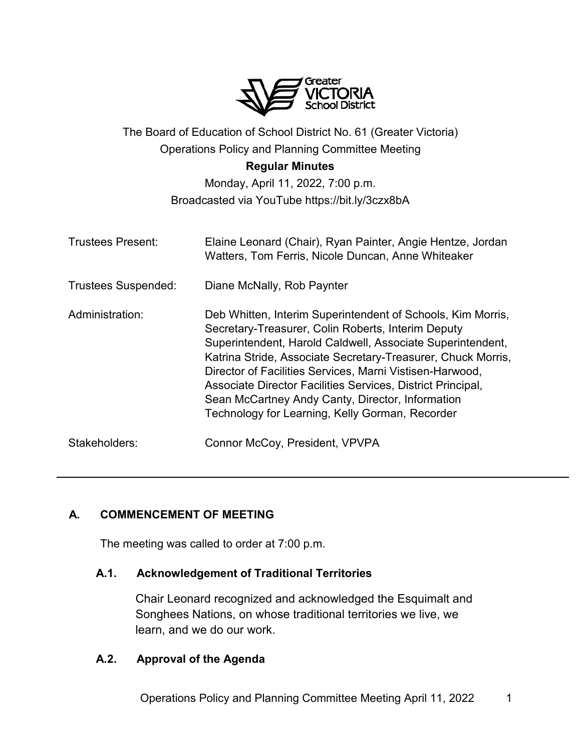Greater VICTORIA School District

The Board of Education of School District No. 61 (Greater Victoria)
Operations Policy and Planning Committee Meeting
**Regular Minutes**
Monday, April 11, 2022, 7:00 p.m.
Broadcasted via YouTube https://bit.ly/3czx8bA

| | |
|---|---|
| Trustees Present: | Elaine Leonard (Chair), Ryan Painter, Angie Hentze, Jordan Watters, Tom Ferris, Nicole Duncan, Anne Whiteaker |
| Trustees Suspended: | Diane McNally, Rob Paynter |
| Administration: | Deb Whitten, Interim Superintendent of Schools, Kim Morris, Secretary-Treasurer, Colin Roberts, Interim Deputy Superintendent, Harold Caldwell, Associate Superintendent, Katrina Stride, Associate Secretary-Treasurer, Chuck Morris, Director of Facilities Services, Marni Vistisen-Harwood, Associate Director Facilities Services, District Principal, Sean McCartney Andy Canty, Director, Information Technology for Learning, Kelly Gorman, Recorder |
| Stakeholders: | Connor McCoy, President, VPVPA |

---

## A. COMMENCEMENT OF MEETING

The meeting was called to order at 7:00 p.m.

### A.1. Acknowledgement of Traditional Territories

Chair Leonard recognized and acknowledged the Esquimalt and Songhees Nations, on whose traditional territories we live, we learn, and we do our work.

### A.2. Approval of the Agenda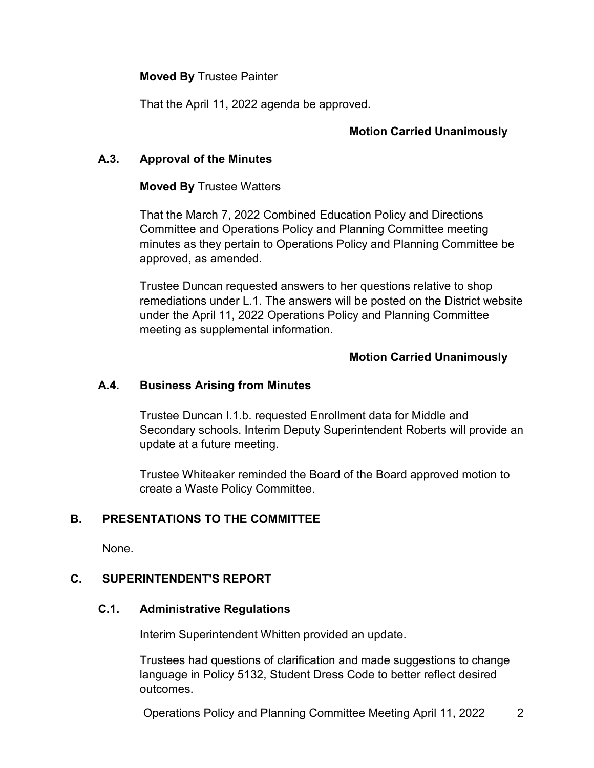**Moved By** Trustee Painter

That the April 11, 2022 agenda be approved.

**Motion Carried Unanimously**

### A.3. Approval of the Minutes

**Moved By** Trustee Watters

That the March 7, 2022 Combined Education Policy and Directions Committee and Operations Policy and Planning Committee meeting minutes as they pertain to Operations Policy and Planning Committee be approved, as amended.

Trustee Duncan requested answers to her questions relative to shop remediations under L.1. The answers will be posted on the District website under the April 11, 2022 Operations Policy and Planning Committee meeting as supplemental information.

**Motion Carried Unanimously**

### A.4. Business Arising from Minutes

Trustee Duncan I.1.b. requested Enrollment data for Middle and Secondary schools. Interim Deputy Superintendent Roberts will provide an update at a future meeting.

Trustee Whiteaker reminded the Board of the Board approved motion to create a Waste Policy Committee.

## B. PRESENTATIONS TO THE COMMITTEE

None.

## C. SUPERINTENDENT'S REPORT

### C.1. Administrative Regulations

Interim Superintendent Whitten provided an update.

Trustees had questions of clarification and made suggestions to change language in Policy 5132, Student Dress Code to better reflect desired outcomes.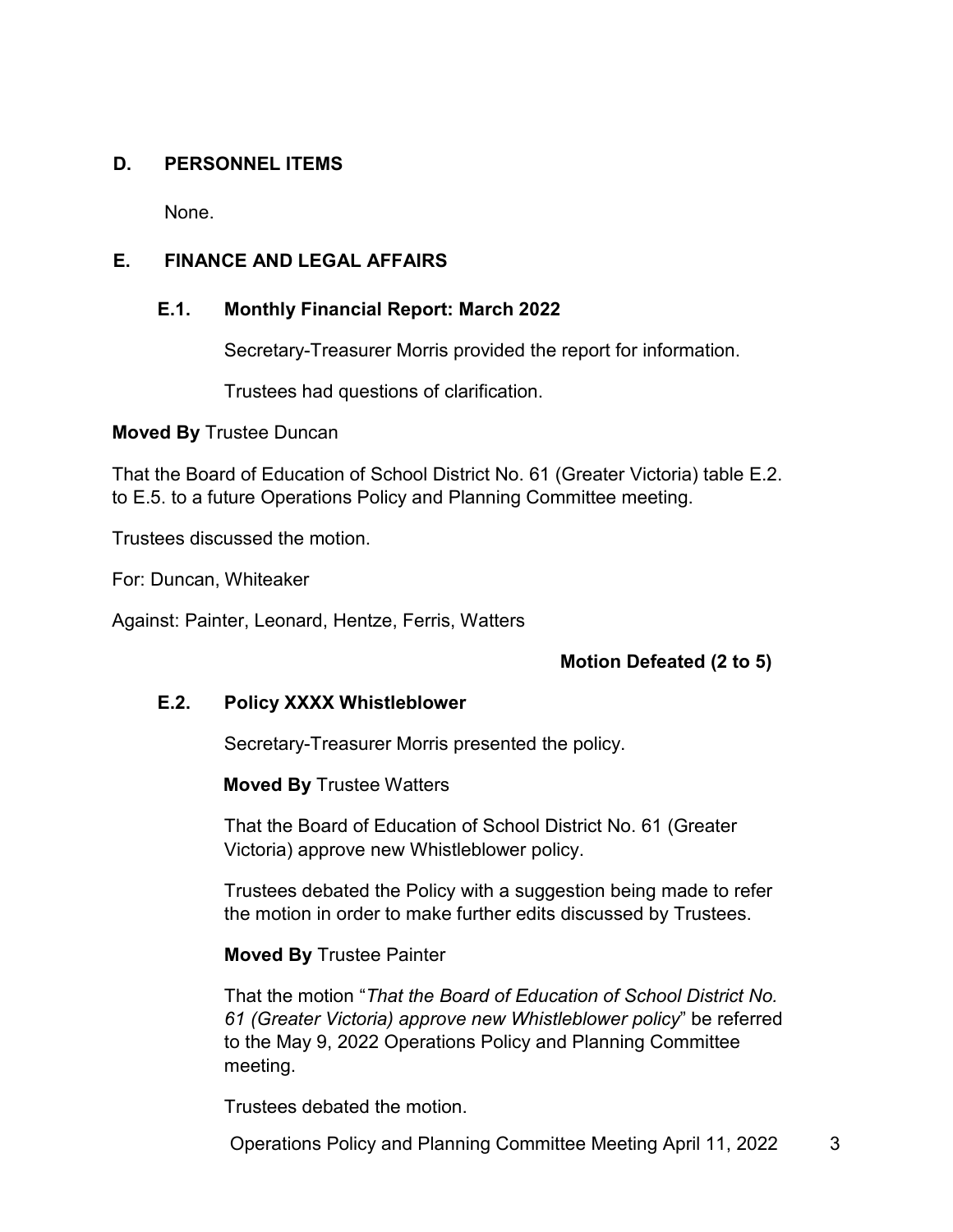## D. PERSONNEL ITEMS

None.

## E. FINANCE AND LEGAL AFFAIRS

### E.1. Monthly Financial Report: March 2022

Secretary-Treasurer Morris provided the report for information.

Trustees had questions of clarification.

**Moved By** Trustee Duncan

That the Board of Education of School District No. 61 (Greater Victoria) table E.2. to E.5. to a future Operations Policy and Planning Committee meeting.

Trustees discussed the motion.

For: Duncan, Whiteaker

Against: Painter, Leonard, Hentze, Ferris, Watters

**Motion Defeated (2 to 5)**

### E.2. Policy XXXX Whistleblower

Secretary-Treasurer Morris presented the policy.

**Moved By** Trustee Watters

That the Board of Education of School District No. 61 (Greater Victoria) approve new Whistleblower policy.

Trustees debated the Policy with a suggestion being made to refer the motion in order to make further edits discussed by Trustees.

**Moved By** Trustee Painter

That the motion "*That the Board of Education of School District No. 61 (Greater Victoria) approve new Whistleblower policy*" be referred to the May 9, 2022 Operations Policy and Planning Committee meeting.

Trustees debated the motion.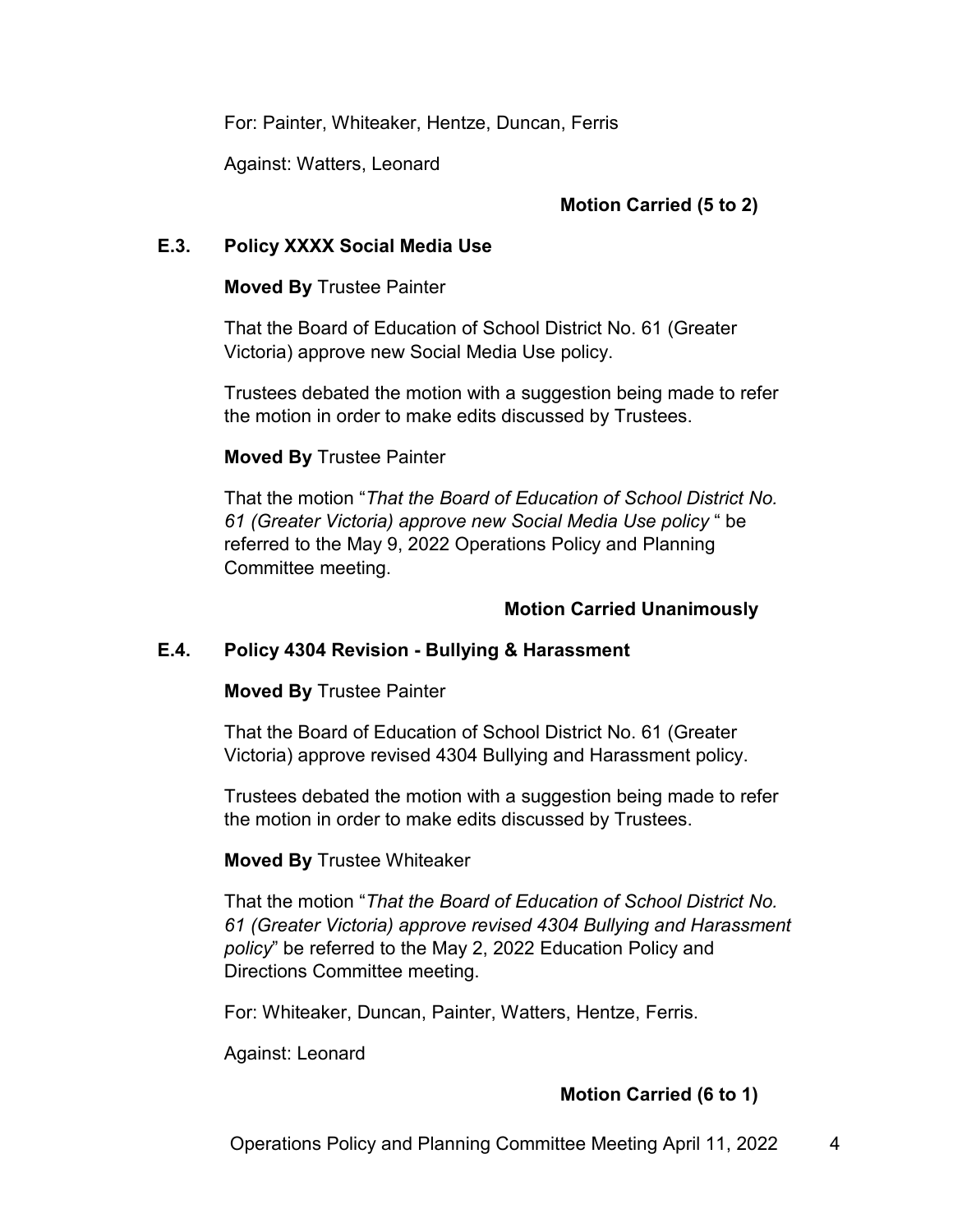For: Painter, Whiteaker, Hentze, Duncan, Ferris

Against: Watters, Leonard

**Motion Carried (5 to 2)**

### E.3. Policy XXXX Social Media Use

**Moved By** Trustee Painter

That the Board of Education of School District No. 61 (Greater Victoria) approve new Social Media Use policy.

Trustees debated the motion with a suggestion being made to refer the motion in order to make edits discussed by Trustees.

**Moved By** Trustee Painter

That the motion "*That the Board of Education of School District No. 61 (Greater Victoria) approve new Social Media Use policy* " be referred to the May 9, 2022 Operations Policy and Planning Committee meeting.

**Motion Carried Unanimously**

### E.4. Policy 4304 Revision - Bullying & Harassment

**Moved By** Trustee Painter

That the Board of Education of School District No. 61 (Greater Victoria) approve revised 4304 Bullying and Harassment policy.

Trustees debated the motion with a suggestion being made to refer the motion in order to make edits discussed by Trustees.

**Moved By** Trustee Whiteaker

That the motion "*That the Board of Education of School District No. 61 (Greater Victoria) approve revised 4304 Bullying and Harassment policy*" be referred to the May 2, 2022 Education Policy and Directions Committee meeting.

For: Whiteaker, Duncan, Painter, Watters, Hentze, Ferris.

Against: Leonard

**Motion Carried (6 to 1)**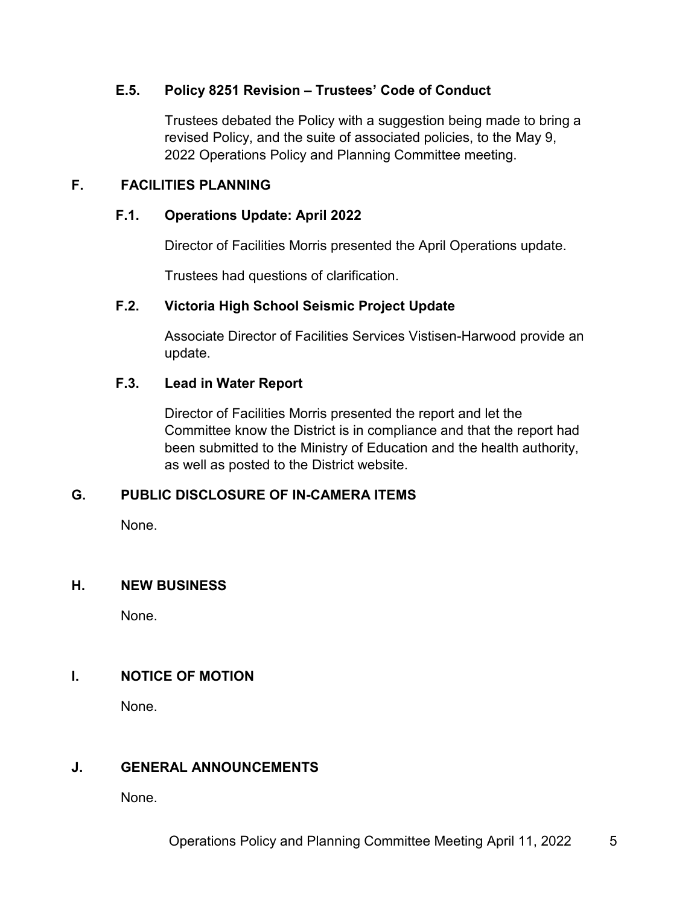### E.5. Policy 8251 Revision – Trustees' Code of Conduct

Trustees debated the Policy with a suggestion being made to bring a revised Policy, and the suite of associated policies, to the May 9, 2022 Operations Policy and Planning Committee meeting.

## F. FACILITIES PLANNING

### F.1. Operations Update: April 2022

Director of Facilities Morris presented the April Operations update.

Trustees had questions of clarification.

### F.2. Victoria High School Seismic Project Update

Associate Director of Facilities Services Vistisen-Harwood provide an update.

### F.3. Lead in Water Report

Director of Facilities Morris presented the report and let the Committee know the District is in compliance and that the report had been submitted to the Ministry of Education and the health authority, as well as posted to the District website.

## G. PUBLIC DISCLOSURE OF IN-CAMERA ITEMS

None.

## H. NEW BUSINESS

None.

## I. NOTICE OF MOTION

None.

## J. GENERAL ANNOUNCEMENTS

None.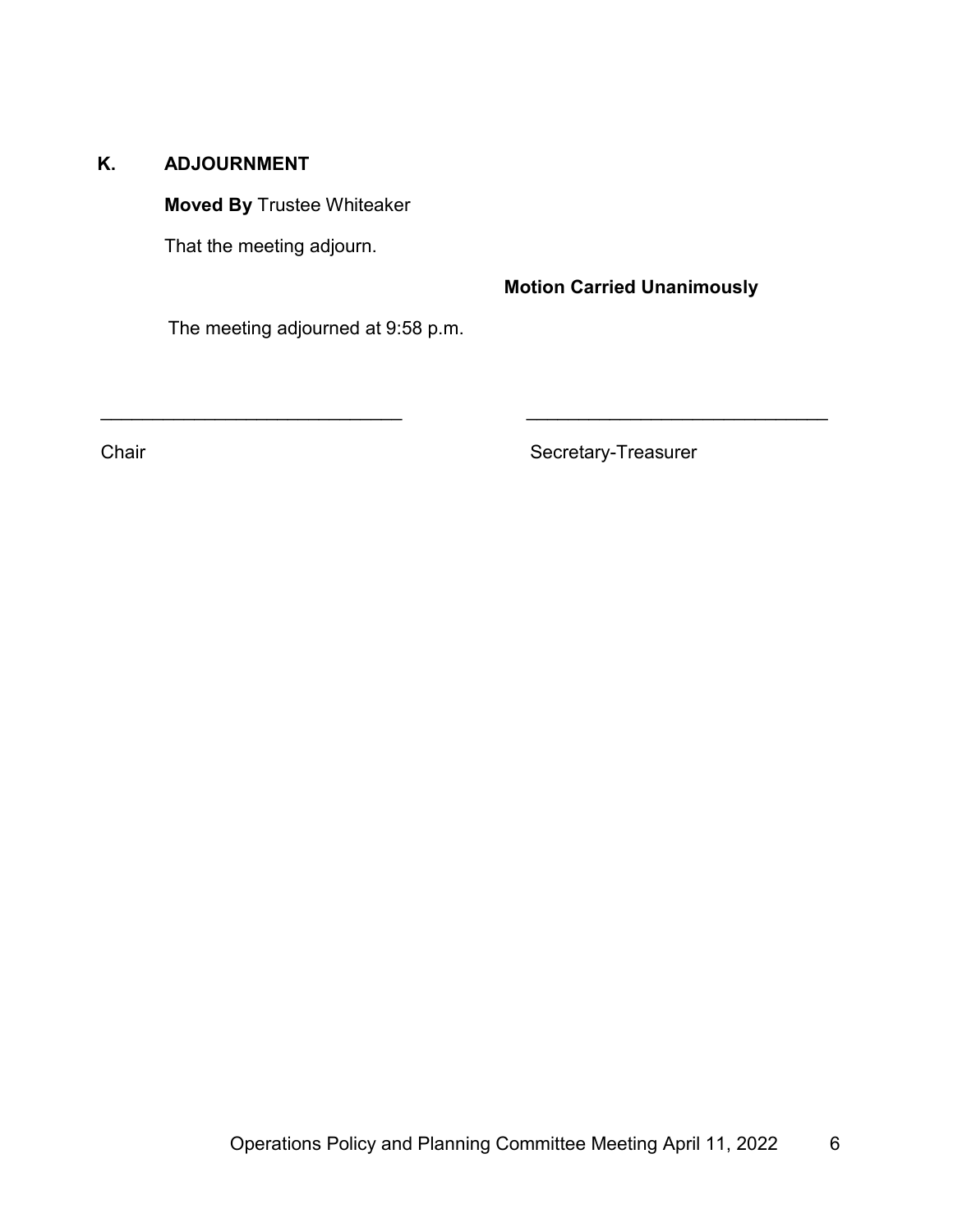## K. ADJOURNMENT

**Moved By** Trustee Whiteaker

That the meeting adjourn.

**Motion Carried Unanimously**

The meeting adjourned at 9:58 p.m.

\_\_\_\_\_\_\_\_\_\_\_\_\_\_\_\_\_\_\_\_\_\_\_\_\_\_\_\_\_\_ \_\_\_\_\_\_\_\_\_\_\_\_\_\_\_\_\_\_\_\_\_\_\_\_\_\_\_\_\_\_

Chair Secretary-Treasurer